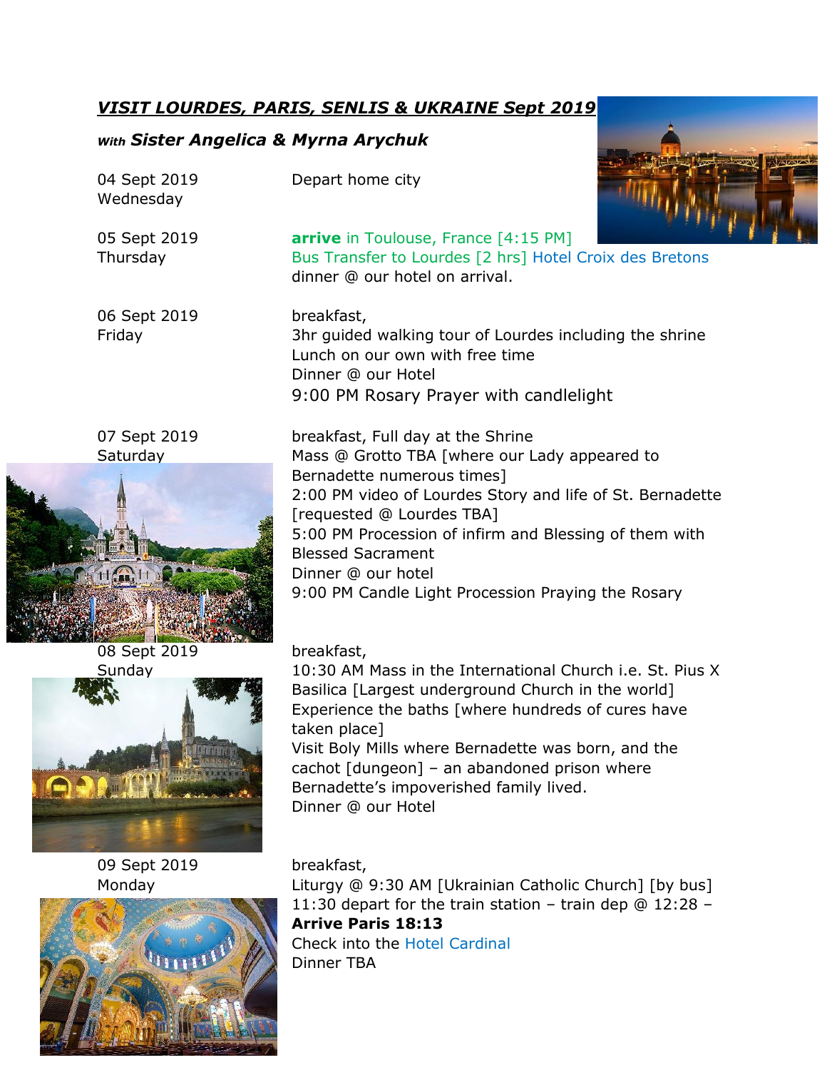***VISIT LOURDES, PARIS, SENLIS & UKRAINE Sept 2019***

***With Sister Angelica & Myrna Arychuk***

| | |
|---|---|
| 04 Sept 2019<br>Wednesday | Depart home city |
| 05 Sept 2019<br>Thursday | **arrive** in Toulouse, France [4:15 PM]<br>Bus Transfer to Lourdes [2 hrs] Hotel Croix des Bretons<br>dinner @ our hotel on arrival. |
| 06 Sept 2019<br>Friday | breakfast,<br>3hr guided walking tour of Lourdes including the shrine<br>Lunch on our own with free time<br>Dinner @ our Hotel<br>9:00 PM Rosary Prayer with candlelight |
| 07 Sept 2019<br>Saturday | breakfast, Full day at the Shrine<br>Mass @ Grotto TBA [where our Lady appeared to Bernadette numerous times]<br>2:00 PM video of Lourdes Story and life of St. Bernadette [requested @ Lourdes TBA]<br>5:00 PM Procession of infirm and Blessing of them with Blessed Sacrament<br>Dinner @ our hotel<br>9:00 PM Candle Light Procession Praying the Rosary |
| 08 Sept 2019<br>Sunday | breakfast,<br>10:30 AM Mass in the International Church i.e. St. Pius X Basilica [Largest underground Church in the world]<br>Experience the baths [where hundreds of cures have taken place]<br>Visit Boly Mills where Bernadette was born, and the cachot [dungeon] – an abandoned prison where Bernadette's impoverished family lived.<br>Dinner @ our Hotel |
| 09 Sept 2019<br>Monday | breakfast,<br>Liturgy @ 9:30 AM [Ukrainian Catholic Church] [by bus]<br>11:30 depart for the train station – train dep @ 12:28 –<br>**Arrive Paris 18:13**<br>Check into the Hotel Cardinal<br>Dinner TBA |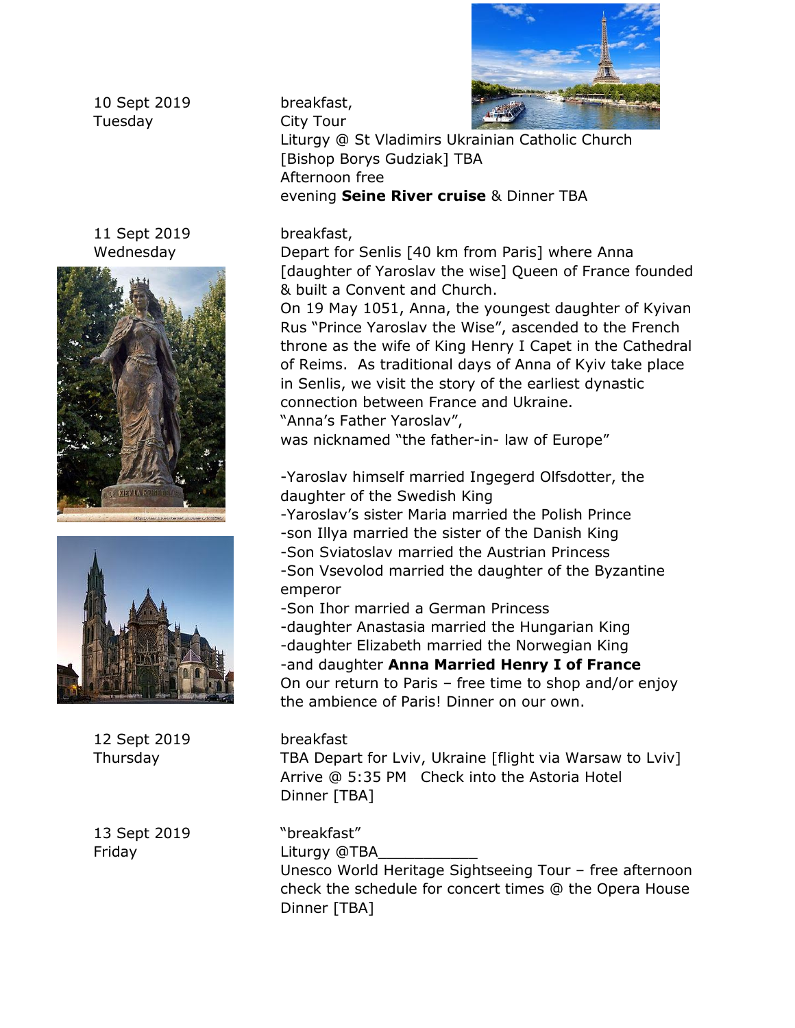**10 Sept 2019**
**Tuesday**

breakfast,
City Tour
Liturgy @ St Vladimirs Ukrainian Catholic Church
[Bishop Borys Gudziak] TBA
Afternoon free
evening **Seine River cruise** & Dinner TBA

**11 Sept 2019**
**Wednesday**

breakfast,
Depart for Senlis [40 km from Paris] where Anna [daughter of Yaroslav the wise] Queen of France founded & built a Convent and Church.
On 19 May 1051, Anna, the youngest daughter of Kyivan Rus "Prince Yaroslav the Wise", ascended to the French throne as the wife of King Henry I Capet in the Cathedral of Reims. As traditional days of Anna of Kyiv take place in Senlis, we visit the story of the earliest dynastic connection between France and Ukraine.
"Anna's Father Yaroslav",
was nicknamed "the father-in- law of Europe"

-Yaroslav himself married Ingegerd Olfsdotter, the daughter of the Swedish King
-Yaroslav's sister Maria married the Polish Prince
-son Illya married the sister of the Danish King
-Son Sviatoslav married the Austrian Princess
-Son Vsevolod married the daughter of the Byzantine emperor
-Son Ihor married a German Princess
-daughter Anastasia married the Hungarian King
-daughter Elizabeth married the Norwegian King
-and daughter **Anna Married Henry I of France**
On our return to Paris – free time to shop and/or enjoy the ambience of Paris! Dinner on our own.

**12 Sept 2019**
**Thursday**

breakfast
TBA Depart for Lviv, Ukraine [flight via Warsaw to Lviv]
Arrive @ 5:35 PM Check into the Astoria Hotel
Dinner [TBA]

**13 Sept 2019**
**Friday**

"breakfast"
Liturgy @TBA___________
Unesco World Heritage Sightseeing Tour – free afternoon check the schedule for concert times @ the Opera House
Dinner [TBA]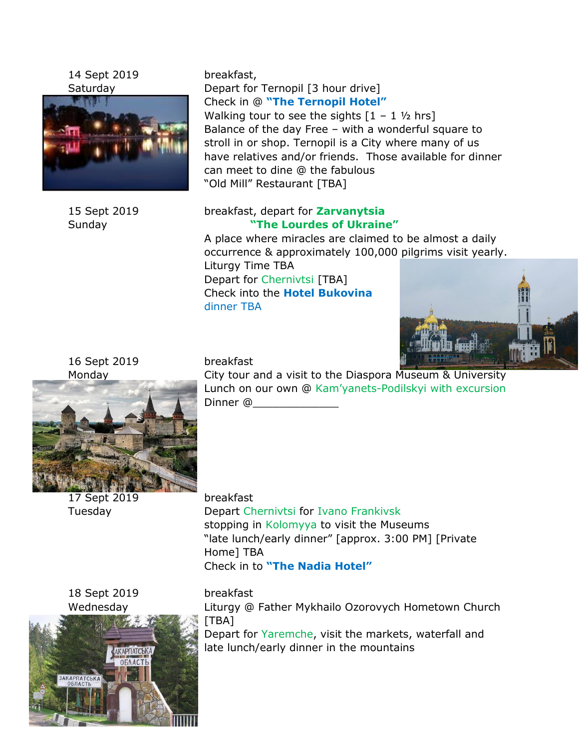14 Sept 2019
Saturday

breakfast,
Depart for Ternopil [3 hour drive]
Check in @ **"The Ternopil Hotel"**
Walking tour to see the sights [1 – 1 ½ hrs]
Balance of the day Free – with a wonderful square to stroll in or shop. Ternopil is a City where many of us have relatives and/or friends. Those available for dinner can meet to dine @ the fabulous "Old Mill" Restaurant [TBA]

15 Sept 2019
Sunday

breakfast, depart for **Zarvanytsia**
**"The Lourdes of Ukraine"**
A place where miracles are claimed to be almost a daily occurrence & approximately 100,000 pilgrims visit yearly.
Liturgy Time TBA
Depart for Chernivtsi [TBA]
Check into the **Hotel Bukovina**
dinner TBA

16 Sept 2019
Monday

breakfast
City tour and a visit to the Diaspora Museum & University
Lunch on our own @ Kam'yanets-Podilskyi with excursion
Dinner @_____________

17 Sept 2019
Tuesday

breakfast
Depart Chernivtsi for Ivano Frankivsk
stopping in Kolomyya to visit the Museums
"late lunch/early dinner" [approx. 3:00 PM] [Private Home] TBA
Check in to **"The Nadia Hotel"**

18 Sept 2019
Wednesday

breakfast
Liturgy @ Father Mykhailo Ozorovych Hometown Church [TBA]
Depart for Yaremche, visit the markets, waterfall and late lunch/early dinner in the mountains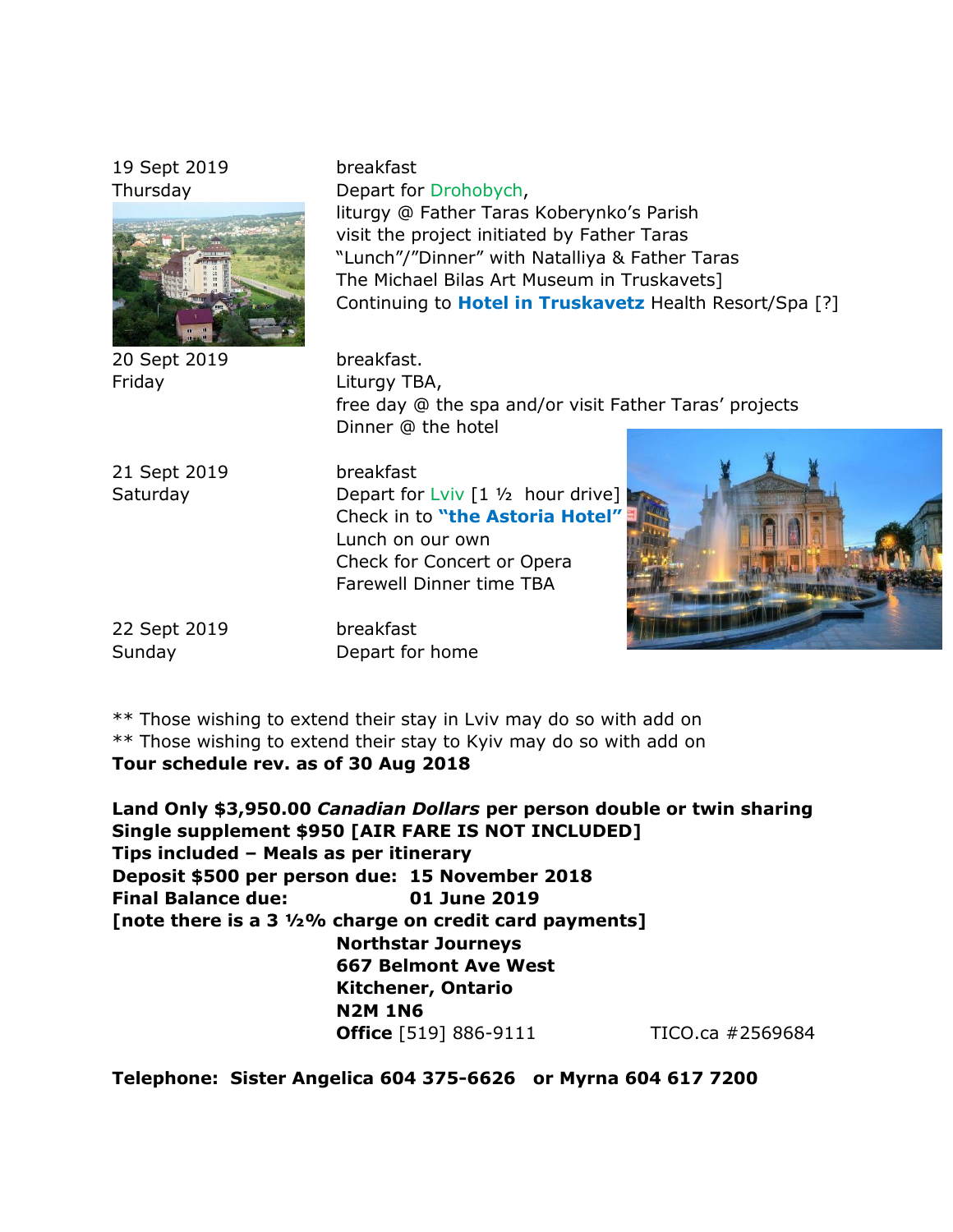| | |
|---|---|
| 19 Sept 2019<br>Thursday | breakfast<br>Depart for Drohobych,<br>liturgy @ Father Taras Koberynko's Parish<br>visit the project initiated by Father Taras<br>"Lunch"/"Dinner" with Natalliya & Father Taras<br>The Michael Bilas Art Museum in Truskavets]<br>Continuing to **Hotel in Truskavetz** Health Resort/Spa [?] |
| 20 Sept 2019<br>Friday | breakfast.<br>Liturgy TBA,<br>free day @ the spa and/or visit Father Taras' projects<br>Dinner @ the hotel |
| 21 Sept 2019<br>Saturday | breakfast<br>Depart for Lviv [1 ½ hour drive]<br>Check in to **"the Astoria Hotel"**<br>Lunch on our own<br>Check for Concert or Opera<br>Farewell Dinner time TBA |
| 22 Sept 2019<br>Sunday | breakfast<br>Depart for home |

** Those wishing to extend their stay in Lviv may do so with add on
** Those wishing to extend their stay to Kyiv may do so with add on
**Tour schedule rev. as of 30 Aug 2018**

**Land Only $3,950.00 *Canadian Dollars* per person double or twin sharing**
**Single supplement $950 [AIR FARE IS NOT INCLUDED]**
**Tips included – Meals as per itinerary**
**Deposit $500 per person due: 15 November 2018**
**Final Balance due: 01 June 2019**
**[note there is a 3 ½% charge on credit card payments]**

**Northstar Journeys**
**667 Belmont Ave West**
**Kitchener, Ontario**
**N2M 1N6**
**Office** [519] 886-9111 TICO.ca #2569684

**Telephone: Sister Angelica 604 375-6626 or Myrna 604 617 7200**